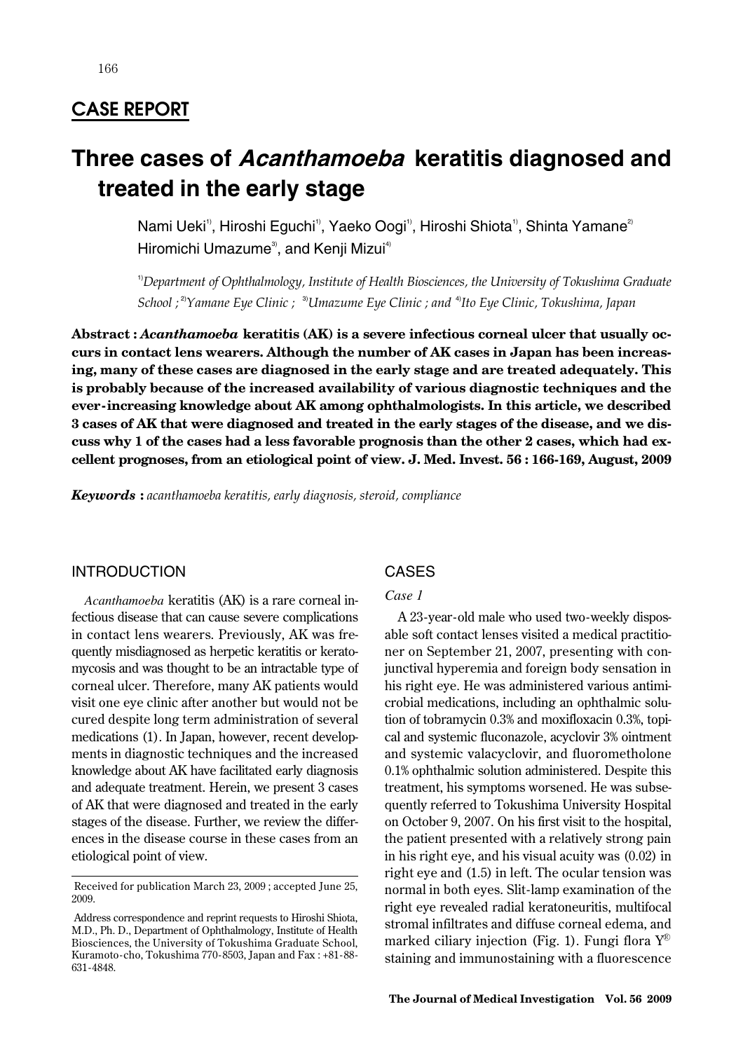## CASE REPORT

# Three cases of *Acanthamoeba* keratitis diagnosed and treated in the early stage

Nami Ueki[1], Hiroshi Eguchi[1], Yaeko Oogi[1], Hiroshi Shiota[1], Shinta Yamane[2] Hiromichi Umazume[3], and Kenji Mizui[4]

[1]*Department of Ophthalmology, Institute of Health Biosciences, the University of Tokushima Graduate School ;* [2]*Yamane Eye Clinic ;* [3]*Umazume Eye Clinic ; and* [4]*Ito Eye Clinic, Tokushima, Japan*

**Abstract : *Acanthamoeba* keratitis (AK) is a severe infectious corneal ulcer that usually occurs in contact lens wearers. Although the number of AK cases in Japan has been increasing, many of these cases are diagnosed in the early stage and are treated adequately. This is probably because of the increased availability of various diagnostic techniques and the ever-increasing knowledge about AK among ophthalmologists. In this article, we described 3 cases of AK that were diagnosed and treated in the early stages of the disease, and we discuss why 1 of the cases had a less favorable prognosis than the other 2 cases, which had excellent prognoses, from an etiological point of view. J. Med. Invest. 56 : 166-169, August, 2009**

***Keywords* :** *acanthamoeba keratitis, early diagnosis, steroid, compliance*

## INTRODUCTION

*Acanthamoeba* keratitis (AK) is a rare corneal infectious disease that can cause severe complications in contact lens wearers. Previously, AK was frequently misdiagnosed as herpetic keratitis or keratomycosis and was thought to be an intractable type of corneal ulcer. Therefore, many AK patients would visit one eye clinic after another but would not be cured despite long term administration of several medications (1). In Japan, however, recent developments in diagnostic techniques and the increased knowledge about AK have facilitated early diagnosis and adequate treatment. Herein, we present 3 cases of AK that were diagnosed and treated in the early stages of the disease. Further, we review the differences in the disease course in these cases from an etiological point of view.

Received for publication March 23, 2009 ; accepted June 25, 2009.

Address correspondence and reprint requests to Hiroshi Shiota, M.D., Ph. D., Department of Ophthalmology, Institute of Health Biosciences, the University of Tokushima Graduate School, Kuramoto-cho, Tokushima 770-8503, Japan and Fax : +81-88-631-4848.

## CASES

### *Case 1*

A 23-year-old male who used two-weekly disposable soft contact lenses visited a medical practitioner on September 21, 2007, presenting with conjunctival hyperemia and foreign body sensation in his right eye. He was administered various antimicrobial medications, including an ophthalmic solution of tobramycin 0.3% and moxifloxacin 0.3%, topical and systemic fluconazole, acyclovir 3% ointment and systemic valacyclovir, and fluorometholone 0.1% ophthalmic solution administered. Despite this treatment, his symptoms worsened. He was subsequently referred to Tokushima University Hospital on October 9, 2007. On his first visit to the hospital, the patient presented with a relatively strong pain in his right eye, and his visual acuity was (0.02) in right eye and (1.5) in left. The ocular tension was normal in both eyes. Slit-lamp examination of the right eye revealed radial keratoneuritis, multifocal stromal infiltrates and diffuse corneal edema, and marked ciliary injection (Fig. 1). Fungi flora Y® staining and immunostaining with a fluorescence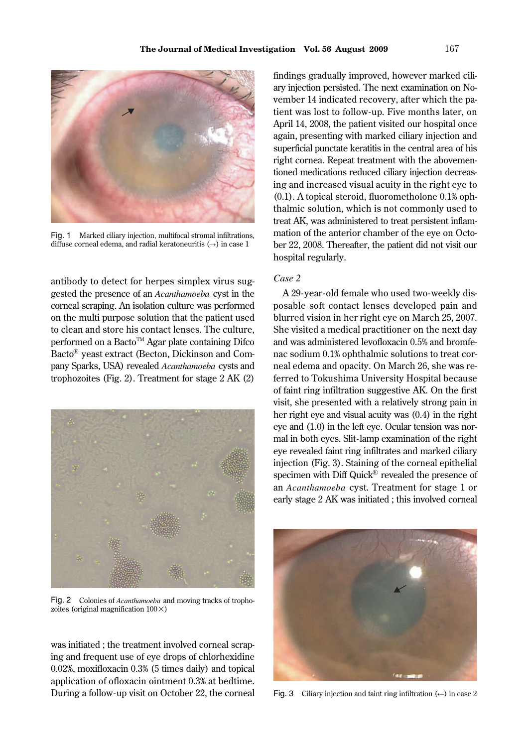Fig. 1 Marked ciliary injection, multifocal stromal infiltrations, diffuse corneal edema, and radial keratoneuritis (→) in case 1

antibody to detect for herpes simplex virus suggested the presence of an *Acanthamoeba* cyst in the corneal scraping. An isolation culture was performed on the multi purpose solution that the patient used to clean and store his contact lenses. The culture, performed on a Bacto™ Agar plate containing Difco Bacto® yeast extract (Becton, Dickinson and Company Sparks, USA) revealed *Acanthamoeba* cysts and trophozoites (Fig. 2). Treatment for stage 2 AK (2) was initiated ; the treatment involved corneal scraping and frequent use of eye drops of chlorhexidine 0.02%, moxifloxacin 0.3% (5 times daily) and topical application of ofloxacin ointment 0.3% at bedtime. During a follow-up visit on October 22, the corneal findings gradually improved, however marked ciliary injection persisted. The next examination on November 14 indicated recovery, after which the patient was lost to follow-up. Five months later, on April 14, 2008, the patient visited our hospital once again, presenting with marked ciliary injection and superficial punctate keratitis in the central area of his right cornea. Repeat treatment with the abovementioned medications reduced ciliary injection decreasing and increased visual acuity in the right eye to (0.1). A topical steroid, fluorometholone 0.1% ophthalmic solution, which is not commonly used to treat AK, was administered to treat persistent inflammation of the anterior chamber of the eye on October 22, 2008. Thereafter, the patient did not visit our hospital regularly.

Fig. 2 Colonies of *Acanthamoeba* and moving tracks of trophozoites (original magnification 100×)

*Case 2*

A 29-year-old female who used two-weekly disposable soft contact lenses developed pain and blurred vision in her right eye on March 25, 2007. She visited a medical practitioner on the next day and was administered levofloxacin 0.5% and bromfenac sodium 0.1% ophthalmic solutions to treat corneal edema and opacity. On March 26, she was referred to Tokushima University Hospital because of faint ring infiltration suggestive AK. On the first visit, she presented with a relatively strong pain in her right eye and visual acuity was (0.4) in the right eye and (1.0) in the left eye. Ocular tension was normal in both eyes. Slit-lamp examination of the right eye revealed faint ring infiltrates and marked ciliary injection (Fig. 3). Staining of the corneal epithelial specimen with Diff Quick® revealed the presence of an *Acanthamoeba* cyst. Treatment for stage 1 or early stage 2 AK was initiated ; this involved corneal

Fig. 3 Ciliary injection and faint ring infiltration (←) in case 2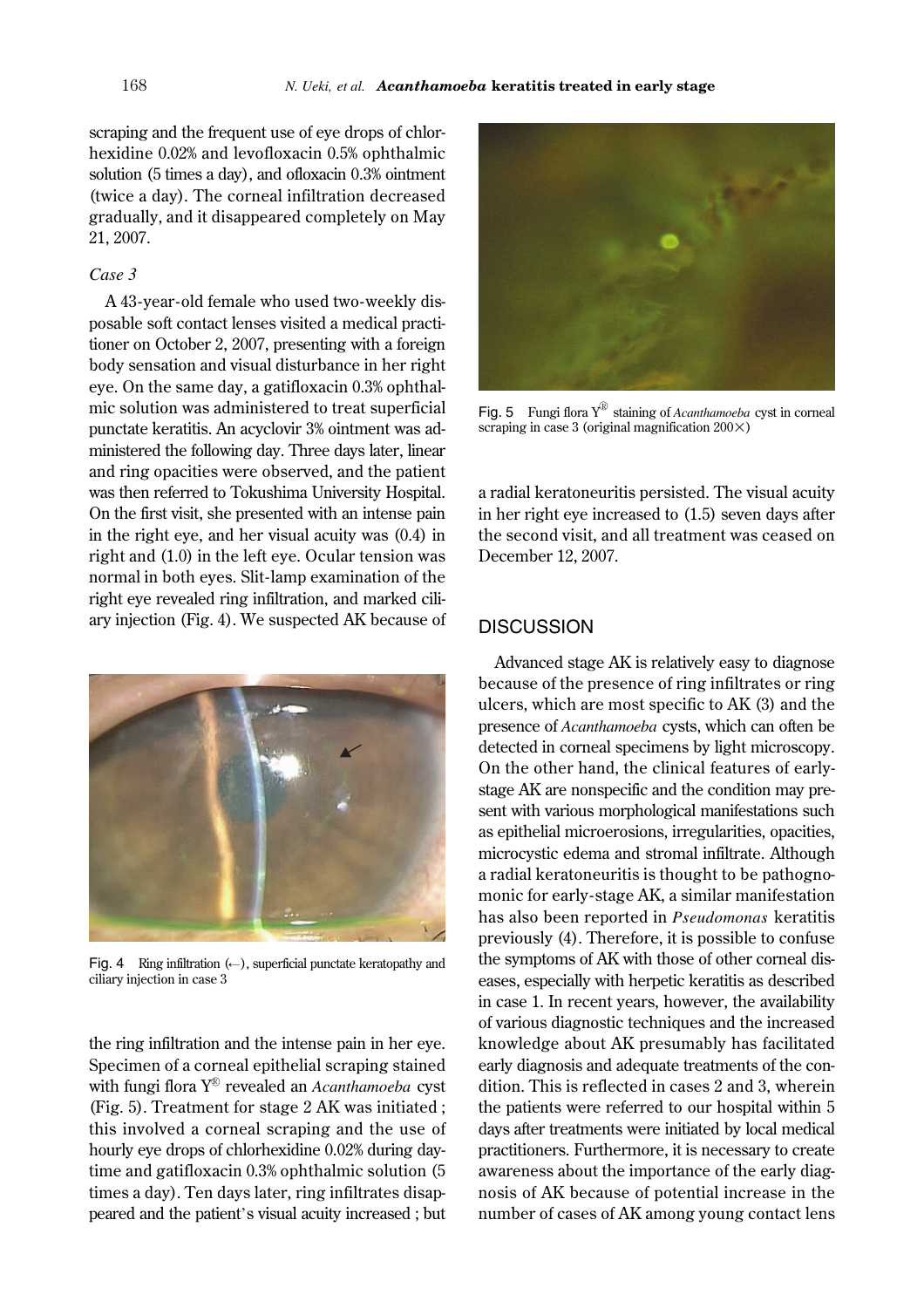scraping and the frequent use of eye drops of chlorhexidine 0.02% and levofloxacin 0.5% ophthalmic solution (5 times a day), and ofloxacin 0.3% ointment (twice a day). The corneal infiltration decreased gradually, and it disappeared completely on May 21, 2007.

### *Case 3*

A 43-year-old female who used two-weekly disposable soft contact lenses visited a medical practitioner on October 2, 2007, presenting with a foreign body sensation and visual disturbance in her right eye. On the same day, a gatifloxacin 0.3% ophthalmic solution was administered to treat superficial punctate keratitis. An acyclovir 3% ointment was administered the following day. Three days later, linear and ring opacities were observed, and the patient was then referred to Tokushima University Hospital. On the first visit, she presented with an intense pain in the right eye, and her visual acuity was (0.4) in right and (1.0) in the left eye. Ocular tension was normal in both eyes. Slit-lamp examination of the right eye revealed ring infiltration, and marked ciliary injection (Fig. 4). We suspected AK because of the ring infiltration and the intense pain in her eye. Specimen of a corneal epithelial scraping stained with fungi flora Y® revealed an *Acanthamoeba* cyst (Fig. 5). Treatment for stage 2 AK was initiated ; this involved a corneal scraping and the use of hourly eye drops of chlorhexidine 0.02% during daytime and gatifloxacin 0.3% ophthalmic solution (5 times a day). Ten days later, ring infiltrates disappeared and the patient's visual acuity increased ; but a radial keratoneuritis persisted. The visual acuity in her right eye increased to (1.5) seven days after the second visit, and all treatment was ceased on December 12, 2007.

Fig. 4 Ring infiltration (←), superficial punctate keratopathy and ciliary injection in case 3

Fig. 5 Fungi flora Y® staining of *Acanthamoeba* cyst in corneal scraping in case 3 (original magnification 200×)

## DISCUSSION

Advanced stage AK is relatively easy to diagnose because of the presence of ring infiltrates or ring ulcers, which are most specific to AK (3) and the presence of *Acanthamoeba* cysts, which can often be detected in corneal specimens by light microscopy. On the other hand, the clinical features of early-stage AK are nonspecific and the condition may present with various morphological manifestations such as epithelial microerosions, irregularities, opacities, microcystic edema and stromal infiltrate. Although a radial keratoneuritis is thought to be pathognomonic for early-stage AK, a similar manifestation has also been reported in *Pseudomonas* keratitis previously (4). Therefore, it is possible to confuse the symptoms of AK with those of other corneal diseases, especially with herpetic keratitis as described in case 1. In recent years, however, the availability of various diagnostic techniques and the increased knowledge about AK presumably has facilitated early diagnosis and adequate treatments of the condition. This is reflected in cases 2 and 3, wherein the patients were referred to our hospital within 5 days after treatments were initiated by local medical practitioners. Furthermore, it is necessary to create awareness about the importance of the early diagnosis of AK because of potential increase in the number of cases of AK among young contact lens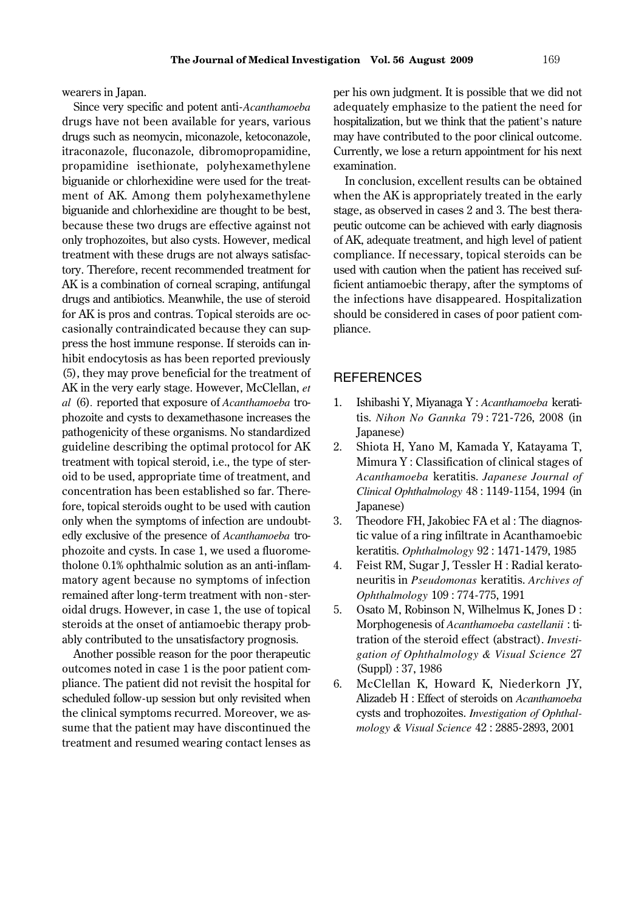wearers in Japan.

Since very specific and potent anti-*Acanthamoeba* drugs have not been available for years, various drugs such as neomycin, miconazole, ketoconazole, itraconazole, fluconazole, dibromopropamidine, propamidine isethionate, polyhexamethylene biguanide or chlorhexidine were used for the treatment of AK. Among them polyhexamethylene biguanide and chlorhexidine are thought to be best, because these two drugs are effective against not only trophozoites, but also cysts. However, medical treatment with these drugs are not always satisfactory. Therefore, recent recommended treatment for AK is a combination of corneal scraping, antifungal drugs and antibiotics. Meanwhile, the use of steroid for AK is pros and contras. Topical steroids are occasionally contraindicated because they can suppress the host immune response. If steroids can inhibit endocytosis as has been reported previously (5), they may prove beneficial for the treatment of AK in the very early stage. However, McClellan, *et al* (6). reported that exposure of *Acanthamoeba* trophozoite and cysts to dexamethasone increases the pathogenicity of these organisms. No standardized guideline describing the optimal protocol for AK treatment with topical steroid, i.e., the type of steroid to be used, appropriate time of treatment, and concentration has been established so far. Therefore, topical steroids ought to be used with caution only when the symptoms of infection are undoubtedly exclusive of the presence of *Acanthamoeba* trophozoite and cysts. In case 1, we used a fluorometholone 0.1% ophthalmic solution as an anti-inflammatory agent because no symptoms of infection remained after long-term treatment with non-steroidal drugs. However, in case 1, the use of topical steroids at the onset of antiamoebic therapy probably contributed to the unsatisfactory prognosis.

Another possible reason for the poor therapeutic outcomes noted in case 1 is the poor patient compliance. The patient did not revisit the hospital for scheduled follow-up session but only revisited when the clinical symptoms recurred. Moreover, we assume that the patient may have discontinued the treatment and resumed wearing contact lenses as per his own judgment. It is possible that we did not adequately emphasize to the patient the need for hospitalization, but we think that the patient's nature may have contributed to the poor clinical outcome. Currently, we lose a return appointment for his next examination.

In conclusion, excellent results can be obtained when the AK is appropriately treated in the early stage, as observed in cases 2 and 3. The best therapeutic outcome can be achieved with early diagnosis of AK, adequate treatment, and high level of patient compliance. If necessary, topical steroids can be used with caution when the patient has received sufficient antiamoebic therapy, after the symptoms of the infections have disappeared. Hospitalization should be considered in cases of poor patient compliance.

## REFERENCES

1. Ishibashi Y, Miyanaga Y : *Acanthamoeba* keratitis. *Nihon No Gannka* 79 : 721-726, 2008 (in Japanese)
2. Shiota H, Yano M, Kamada Y, Katayama T, Mimura Y : Classification of clinical stages of *Acanthamoeba* keratitis. *Japanese Journal of Clinical Ophthalmology* 48 : 1149-1154, 1994 (in Japanese)
3. Theodore FH, Jakobiec FA et al : The diagnostic value of a ring infiltrate in Acanthamoebic keratitis. *Ophthalmology* 92 : 1471-1479, 1985
4. Feist RM, Sugar J, Tessler H : Radial keratoneuritis in *Pseudomonas* keratitis. *Archives of Ophthalmology* 109 : 774-775, 1991
5. Osato M, Robinson N, Wilhelmus K, Jones D : Morphogenesis of *Acanthamoeba castellanii* : titration of the steroid effect (abstract). *Investigation of Ophthalmology & Visual Science* 27 (Suppl) : 37, 1986
6. McClellan K, Howard K, Niederkorn JY, Alizadeh H : Effect of steroids on *Acanthamoeba* cysts and trophozoites. *Investigation of Ophthalmology & Visual Science* 42 : 2885-2893, 2001